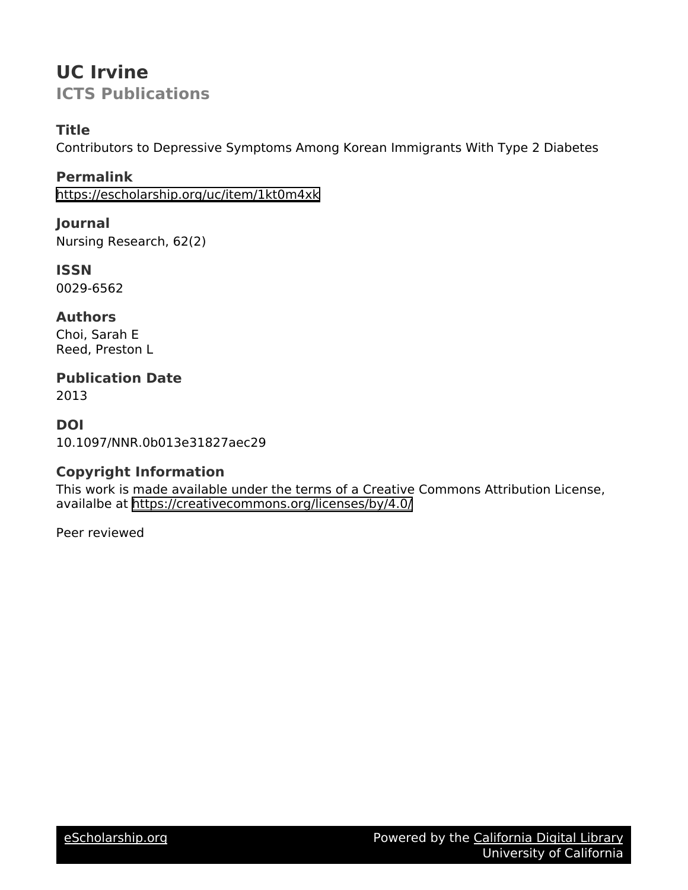# UC Irvine

## ICTS Publications

### Title

Contributors to Depressive Symptoms Among Korean Immigrants With Type 2 Diabetes

### Permalink

https://escholarship.org/uc/item/1kt0m4xk

### Journal

Nursing Research, 62(2)

### ISSN

0029-6562

### Authors

Choi, Sarah E
Reed, Preston L

### Publication Date

2013

### DOI

10.1097/NNR.0b013e31827aec29

### Copyright Information

This work is made available under the terms of a Creative Commons Attribution License, availalbe at https://creativecommons.org/licenses/by/4.0/

Peer reviewed

eScholarship.org Powered by the California Digital Library University of California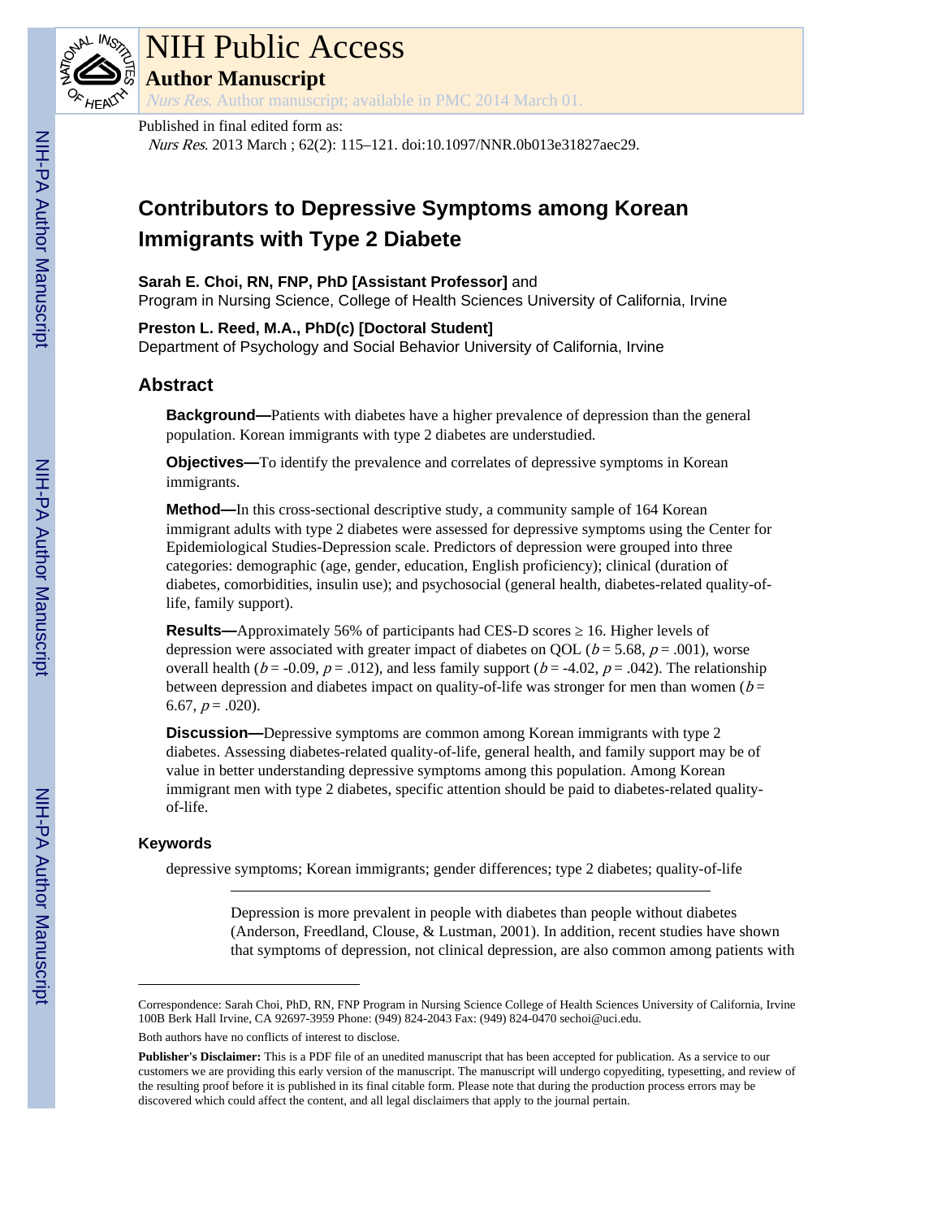Published in final edited form as:

*Nurs Res*. 2013 March ; 62(2): 115–121. doi:10.1097/NNR.0b013e31827aec29.

# Contributors to Depressive Symptoms among Korean Immigrants with Type 2 Diabete

**Sarah E. Choi, RN, FNP, PhD [Assistant Professor]** and
Program in Nursing Science, College of Health Sciences University of California, Irvine

**Preston L. Reed, M.A., PhD(c) [Doctoral Student]**
Department of Psychology and Social Behavior University of California, Irvine

## Abstract

**Background—**Patients with diabetes have a higher prevalence of depression than the general population. Korean immigrants with type 2 diabetes are understudied.

**Objectives—**To identify the prevalence and correlates of depressive symptoms in Korean immigrants.

**Method—**In this cross-sectional descriptive study, a community sample of 164 Korean immigrant adults with type 2 diabetes were assessed for depressive symptoms using the Center for Epidemiological Studies-Depression scale. Predictors of depression were grouped into three categories: demographic (age, gender, education, English proficiency); clinical (duration of diabetes, comorbidities, insulin use); and psychosocial (general health, diabetes-related quality-of-life, family support).

**Results—**Approximately 56% of participants had CES-D scores ≥ 16. Higher levels of depression were associated with greater impact of diabetes on QOL ($b = 5.68$, $p = .001$), worse overall health ($b = -0.09$, $p = .012$), and less family support ($b = -4.02$, $p = .042$). The relationship between depression and diabetes impact on quality-of-life was stronger for men than women ($b = 6.67$, $p = .020$).

**Discussion—**Depressive symptoms are common among Korean immigrants with type 2 diabetes. Assessing diabetes-related quality-of-life, general health, and family support may be of value in better understanding depressive symptoms among this population. Among Korean immigrant men with type 2 diabetes, specific attention should be paid to diabetes-related quality-of-life.

### Keywords

depressive symptoms; Korean immigrants; gender differences; type 2 diabetes; quality-of-life

---

Depression is more prevalent in people with diabetes than people without diabetes (Anderson, Freedland, Clouse, & Lustman, 2001). In addition, recent studies have shown that symptoms of depression, not clinical depression, are also common among patients with

---

Correspondence: Sarah Choi, PhD, RN, FNP Program in Nursing Science College of Health Sciences University of California, Irvine 100B Berk Hall Irvine, CA 92697-3959 Phone: (949) 824-2043 Fax: (949) 824-0470 sechoi@uci.edu.

Both authors have no conflicts of interest to disclose.

**Publisher's Disclaimer:** This is a PDF file of an unedited manuscript that has been accepted for publication. As a service to our customers we are providing this early version of the manuscript. The manuscript will undergo copyediting, typesetting, and review of the resulting proof before it is published in its final citable form. Please note that during the production process errors may be discovered which could affect the content, and all legal disclaimers that apply to the journal pertain.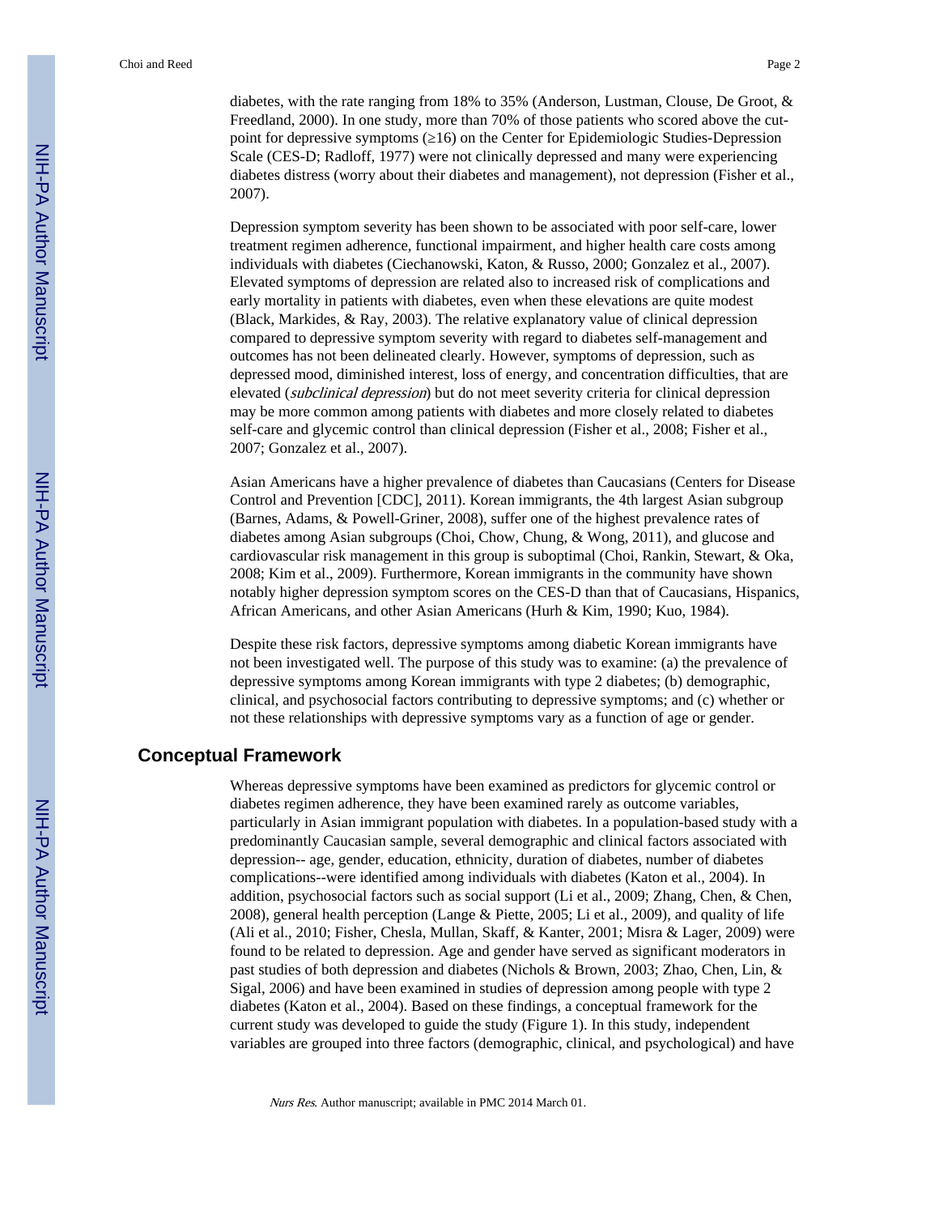diabetes, with the rate ranging from 18% to 35% (Anderson, Lustman, Clouse, De Groot, & Freedland, 2000). In one study, more than 70% of those patients who scored above the cut-point for depressive symptoms (≥16) on the Center for Epidemiologic Studies-Depression Scale (CES-D; Radloff, 1977) were not clinically depressed and many were experiencing diabetes distress (worry about their diabetes and management), not depression (Fisher et al., 2007).

Depression symptom severity has been shown to be associated with poor self-care, lower treatment regimen adherence, functional impairment, and higher health care costs among individuals with diabetes (Ciechanowski, Katon, & Russo, 2000; Gonzalez et al., 2007). Elevated symptoms of depression are related also to increased risk of complications and early mortality in patients with diabetes, even when these elevations are quite modest (Black, Markides, & Ray, 2003). The relative explanatory value of clinical depression compared to depressive symptom severity with regard to diabetes self-management and outcomes has not been delineated clearly. However, symptoms of depression, such as depressed mood, diminished interest, loss of energy, and concentration difficulties, that are elevated (*subclinical depression*) but do not meet severity criteria for clinical depression may be more common among patients with diabetes and more closely related to diabetes self-care and glycemic control than clinical depression (Fisher et al., 2008; Fisher et al., 2007; Gonzalez et al., 2007).

Asian Americans have a higher prevalence of diabetes than Caucasians (Centers for Disease Control and Prevention [CDC], 2011). Korean immigrants, the 4th largest Asian subgroup (Barnes, Adams, & Powell-Griner, 2008), suffer one of the highest prevalence rates of diabetes among Asian subgroups (Choi, Chow, Chung, & Wong, 2011), and glucose and cardiovascular risk management in this group is suboptimal (Choi, Rankin, Stewart, & Oka, 2008; Kim et al., 2009). Furthermore, Korean immigrants in the community have shown notably higher depression symptom scores on the CES-D than that of Caucasians, Hispanics, African Americans, and other Asian Americans (Hurh & Kim, 1990; Kuo, 1984).

Despite these risk factors, depressive symptoms among diabetic Korean immigrants have not been investigated well. The purpose of this study was to examine: (a) the prevalence of depressive symptoms among Korean immigrants with type 2 diabetes; (b) demographic, clinical, and psychosocial factors contributing to depressive symptoms; and (c) whether or not these relationships with depressive symptoms vary as a function of age or gender.

## Conceptual Framework

Whereas depressive symptoms have been examined as predictors for glycemic control or diabetes regimen adherence, they have been examined rarely as outcome variables, particularly in Asian immigrant population with diabetes. In a population-based study with a predominantly Caucasian sample, several demographic and clinical factors associated with depression-- age, gender, education, ethnicity, duration of diabetes, number of diabetes complications--were identified among individuals with diabetes (Katon et al., 2004). In addition, psychosocial factors such as social support (Li et al., 2009; Zhang, Chen, & Chen, 2008), general health perception (Lange & Piette, 2005; Li et al., 2009), and quality of life (Ali et al., 2010; Fisher, Chesla, Mullan, Skaff, & Kanter, 2001; Misra & Lager, 2009) were found to be related to depression. Age and gender have served as significant moderators in past studies of both depression and diabetes (Nichols & Brown, 2003; Zhao, Chen, Lin, & Sigal, 2006) and have been examined in studies of depression among people with type 2 diabetes (Katon et al., 2004). Based on these findings, a conceptual framework for the current study was developed to guide the study (Figure 1). In this study, independent variables are grouped into three factors (demographic, clinical, and psychological) and have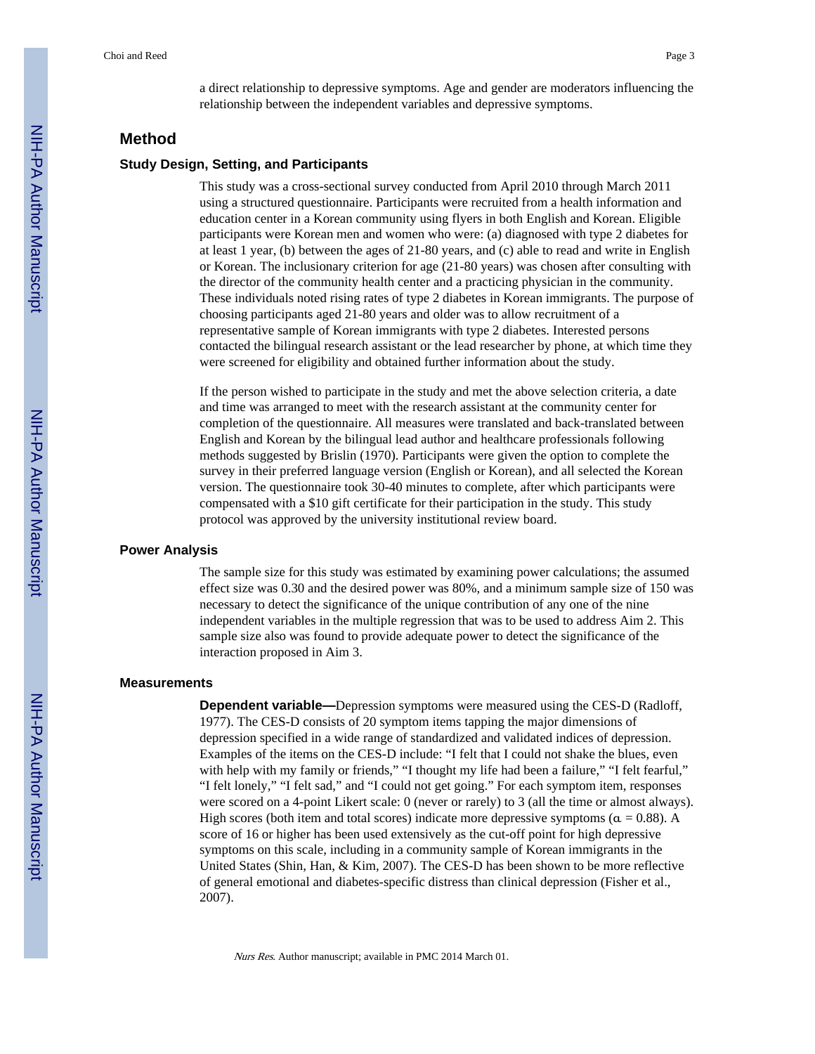a direct relationship to depressive symptoms. Age and gender are moderators influencing the relationship between the independent variables and depressive symptoms.

## Method

### Study Design, Setting, and Participants

This study was a cross-sectional survey conducted from April 2010 through March 2011 using a structured questionnaire. Participants were recruited from a health information and education center in a Korean community using flyers in both English and Korean. Eligible participants were Korean men and women who were: (a) diagnosed with type 2 diabetes for at least 1 year, (b) between the ages of 21-80 years, and (c) able to read and write in English or Korean. The inclusionary criterion for age (21-80 years) was chosen after consulting with the director of the community health center and a practicing physician in the community. These individuals noted rising rates of type 2 diabetes in Korean immigrants. The purpose of choosing participants aged 21-80 years and older was to allow recruitment of a representative sample of Korean immigrants with type 2 diabetes. Interested persons contacted the bilingual research assistant or the lead researcher by phone, at which time they were screened for eligibility and obtained further information about the study.

If the person wished to participate in the study and met the above selection criteria, a date and time was arranged to meet with the research assistant at the community center for completion of the questionnaire. All measures were translated and back-translated between English and Korean by the bilingual lead author and healthcare professionals following methods suggested by Brislin (1970). Participants were given the option to complete the survey in their preferred language version (English or Korean), and all selected the Korean version. The questionnaire took 30-40 minutes to complete, after which participants were compensated with a $10 gift certificate for their participation in the study. This study protocol was approved by the university institutional review board.

### Power Analysis

The sample size for this study was estimated by examining power calculations; the assumed effect size was 0.30 and the desired power was 80%, and a minimum sample size of 150 was necessary to detect the significance of the unique contribution of any one of the nine independent variables in the multiple regression that was to be used to address Aim 2. This sample size also was found to provide adequate power to detect the significance of the interaction proposed in Aim 3.

### Measurements

**Dependent variable—**Depression symptoms were measured using the CES-D (Radloff, 1977). The CES-D consists of 20 symptom items tapping the major dimensions of depression specified in a wide range of standardized and validated indices of depression. Examples of the items on the CES-D include: "I felt that I could not shake the blues, even with help with my family or friends," "I thought my life had been a failure," "I felt fearful," "I felt lonely," "I felt sad," and "I could not get going." For each symptom item, responses were scored on a 4-point Likert scale: 0 (never or rarely) to 3 (all the time or almost always). High scores (both item and total scores) indicate more depressive symptoms ($\alpha = 0.88$). A score of 16 or higher has been used extensively as the cut-off point for high depressive symptoms on this scale, including in a community sample of Korean immigrants in the United States (Shin, Han, & Kim, 2007). The CES-D has been shown to be more reflective of general emotional and diabetes-specific distress than clinical depression (Fisher et al., 2007).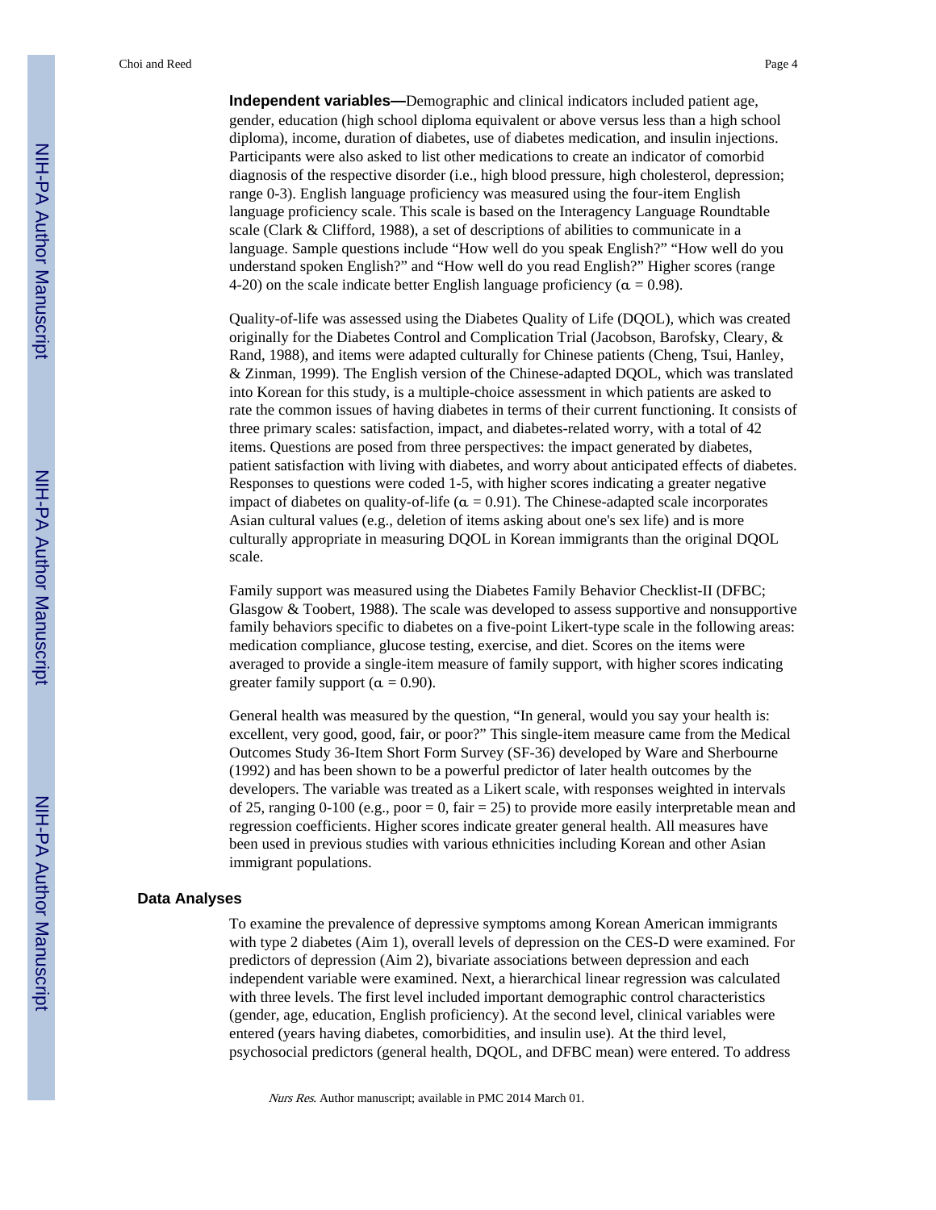**Independent variables—**Demographic and clinical indicators included patient age, gender, education (high school diploma equivalent or above versus less than a high school diploma), income, duration of diabetes, use of diabetes medication, and insulin injections. Participants were also asked to list other medications to create an indicator of comorbid diagnosis of the respective disorder (i.e., high blood pressure, high cholesterol, depression; range 0-3). English language proficiency was measured using the four-item English language proficiency scale. This scale is based on the Interagency Language Roundtable scale (Clark & Clifford, 1988), a set of descriptions of abilities to communicate in a language. Sample questions include "How well do you speak English?" "How well do you understand spoken English?" and "How well do you read English?" Higher scores (range 4-20) on the scale indicate better English language proficiency ($\alpha$ = 0.98).

Quality-of-life was assessed using the Diabetes Quality of Life (DQOL), which was created originally for the Diabetes Control and Complication Trial (Jacobson, Barofsky, Cleary, & Rand, 1988), and items were adapted culturally for Chinese patients (Cheng, Tsui, Hanley, & Zinman, 1999). The English version of the Chinese-adapted DQOL, which was translated into Korean for this study, is a multiple-choice assessment in which patients are asked to rate the common issues of having diabetes in terms of their current functioning. It consists of three primary scales: satisfaction, impact, and diabetes-related worry, with a total of 42 items. Questions are posed from three perspectives: the impact generated by diabetes, patient satisfaction with living with diabetes, and worry about anticipated effects of diabetes. Responses to questions were coded 1-5, with higher scores indicating a greater negative impact of diabetes on quality-of-life ($\alpha$ = 0.91). The Chinese-adapted scale incorporates Asian cultural values (e.g., deletion of items asking about one's sex life) and is more culturally appropriate in measuring DQOL in Korean immigrants than the original DQOL scale.

Family support was measured using the Diabetes Family Behavior Checklist-II (DFBC; Glasgow & Toobert, 1988). The scale was developed to assess supportive and nonsupportive family behaviors specific to diabetes on a five-point Likert-type scale in the following areas: medication compliance, glucose testing, exercise, and diet. Scores on the items were averaged to provide a single-item measure of family support, with higher scores indicating greater family support ($\alpha$ = 0.90).

General health was measured by the question, "In general, would you say your health is: excellent, very good, good, fair, or poor?" This single-item measure came from the Medical Outcomes Study 36-Item Short Form Survey (SF-36) developed by Ware and Sherbourne (1992) and has been shown to be a powerful predictor of later health outcomes by the developers. The variable was treated as a Likert scale, with responses weighted in intervals of 25, ranging 0-100 (e.g., poor = 0, fair = 25) to provide more easily interpretable mean and regression coefficients. Higher scores indicate greater general health. All measures have been used in previous studies with various ethnicities including Korean and other Asian immigrant populations.

## Data Analyses

To examine the prevalence of depressive symptoms among Korean American immigrants with type 2 diabetes (Aim 1), overall levels of depression on the CES-D were examined. For predictors of depression (Aim 2), bivariate associations between depression and each independent variable were examined. Next, a hierarchical linear regression was calculated with three levels. The first level included important demographic control characteristics (gender, age, education, English proficiency). At the second level, clinical variables were entered (years having diabetes, comorbidities, and insulin use). At the third level, psychosocial predictors (general health, DQOL, and DFBC mean) were entered. To address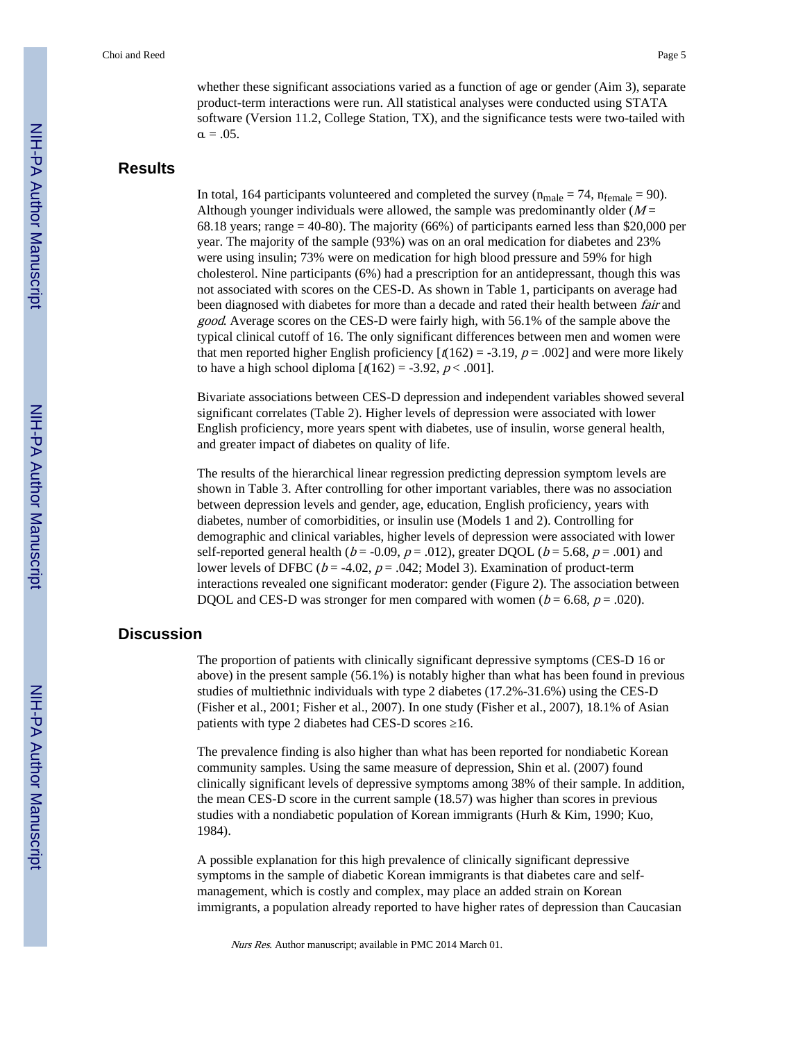whether these significant associations varied as a function of age or gender (Aim 3), separate product-term interactions were run. All statistical analyses were conducted using STATA software (Version 11.2, College Station, TX), and the significance tests were two-tailed with $\alpha = .05$.

## Results

In total, 164 participants volunteered and completed the survey ($n_{male} = 74$, $n_{female} = 90$). Although younger individuals were allowed, the sample was predominantly older ($M$ = 68.18 years; range = 40-80). The majority (66%) of participants earned less than $20,000 per year. The majority of the sample (93%) was on an oral medication for diabetes and 23% were using insulin; 73% were on medication for high blood pressure and 59% for high cholesterol. Nine participants (6%) had a prescription for an antidepressant, though this was not associated with scores on the CES-D. As shown in Table 1, participants on average had been diagnosed with diabetes for more than a decade and rated their health between *fair* and *good*. Average scores on the CES-D were fairly high, with 56.1% of the sample above the typical clinical cutoff of 16. The only significant differences between men and women were that men reported higher English proficiency [$t(162) = -3.19$, $p = .002$] and were more likely to have a high school diploma [$t(162) = -3.92$, $p < .001$].

Bivariate associations between CES-D depression and independent variables showed several significant correlates (Table 2). Higher levels of depression were associated with lower English proficiency, more years spent with diabetes, use of insulin, worse general health, and greater impact of diabetes on quality of life.

The results of the hierarchical linear regression predicting depression symptom levels are shown in Table 3. After controlling for other important variables, there was no association between depression levels and gender, age, education, English proficiency, years with diabetes, number of comorbidities, or insulin use (Models 1 and 2). Controlling for demographic and clinical variables, higher levels of depression were associated with lower self-reported general health ($b = -0.09$, $p = .012$), greater DQOL ($b = 5.68$, $p = .001$) and lower levels of DFBC ($b = -4.02$, $p = .042$; Model 3). Examination of product-term interactions revealed one significant moderator: gender (Figure 2). The association between DQOL and CES-D was stronger for men compared with women ($b = 6.68$, $p = .020$).

## Discussion

The proportion of patients with clinically significant depressive symptoms (CES-D 16 or above) in the present sample (56.1%) is notably higher than what has been found in previous studies of multiethnic individuals with type 2 diabetes (17.2%-31.6%) using the CES-D (Fisher et al., 2001; Fisher et al., 2007). In one study (Fisher et al., 2007), 18.1% of Asian patients with type 2 diabetes had CES-D scores $\geq 16$.

The prevalence finding is also higher than what has been reported for nondiabetic Korean community samples. Using the same measure of depression, Shin et al. (2007) found clinically significant levels of depressive symptoms among 38% of their sample. In addition, the mean CES-D score in the current sample (18.57) was higher than scores in previous studies with a nondiabetic population of Korean immigrants (Hurh & Kim, 1990; Kuo, 1984).

A possible explanation for this high prevalence of clinically significant depressive symptoms in the sample of diabetic Korean immigrants is that diabetes care and self-management, which is costly and complex, may place an added strain on Korean immigrants, a population already reported to have higher rates of depression than Caucasian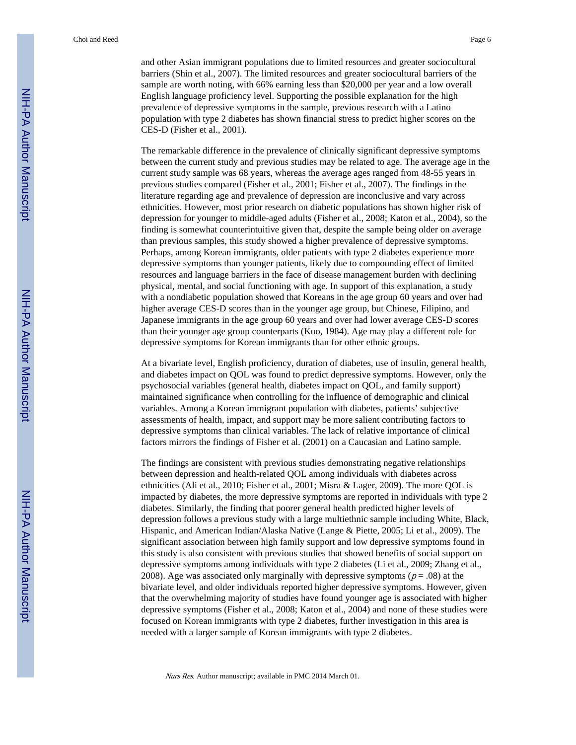and other Asian immigrant populations due to limited resources and greater sociocultural barriers (Shin et al., 2007). The limited resources and greater sociocultural barriers of the sample are worth noting, with 66% earning less than $20,000 per year and a low overall English language proficiency level. Supporting the possible explanation for the high prevalence of depressive symptoms in the sample, previous research with a Latino population with type 2 diabetes has shown financial stress to predict higher scores on the CES-D (Fisher et al., 2001).

The remarkable difference in the prevalence of clinically significant depressive symptoms between the current study and previous studies may be related to age. The average age in the current study sample was 68 years, whereas the average ages ranged from 48-55 years in previous studies compared (Fisher et al., 2001; Fisher et al., 2007). The findings in the literature regarding age and prevalence of depression are inconclusive and vary across ethnicities. However, most prior research on diabetic populations has shown higher risk of depression for younger to middle-aged adults (Fisher et al., 2008; Katon et al., 2004), so the finding is somewhat counterintuitive given that, despite the sample being older on average than previous samples, this study showed a higher prevalence of depressive symptoms. Perhaps, among Korean immigrants, older patients with type 2 diabetes experience more depressive symptoms than younger patients, likely due to compounding effect of limited resources and language barriers in the face of disease management burden with declining physical, mental, and social functioning with age. In support of this explanation, a study with a nondiabetic population showed that Koreans in the age group 60 years and over had higher average CES-D scores than in the younger age group, but Chinese, Filipino, and Japanese immigrants in the age group 60 years and over had lower average CES-D scores than their younger age group counterparts (Kuo, 1984). Age may play a different role for depressive symptoms for Korean immigrants than for other ethnic groups.

At a bivariate level, English proficiency, duration of diabetes, use of insulin, general health, and diabetes impact on QOL was found to predict depressive symptoms. However, only the psychosocial variables (general health, diabetes impact on QOL, and family support) maintained significance when controlling for the influence of demographic and clinical variables. Among a Korean immigrant population with diabetes, patients' subjective assessments of health, impact, and support may be more salient contributing factors to depressive symptoms than clinical variables. The lack of relative importance of clinical factors mirrors the findings of Fisher et al. (2001) on a Caucasian and Latino sample.

The findings are consistent with previous studies demonstrating negative relationships between depression and health-related QOL among individuals with diabetes across ethnicities (Ali et al., 2010; Fisher et al., 2001; Misra & Lager, 2009). The more QOL is impacted by diabetes, the more depressive symptoms are reported in individuals with type 2 diabetes. Similarly, the finding that poorer general health predicted higher levels of depression follows a previous study with a large multiethnic sample including White, Black, Hispanic, and American Indian/Alaska Native (Lange & Piette, 2005; Li et al., 2009). The significant association between high family support and low depressive symptoms found in this study is also consistent with previous studies that showed benefits of social support on depressive symptoms among individuals with type 2 diabetes (Li et al., 2009; Zhang et al., 2008). Age was associated only marginally with depressive symptoms ($p = .08$) at the bivariate level, and older individuals reported higher depressive symptoms. However, given that the overwhelming majority of studies have found younger age is associated with higher depressive symptoms (Fisher et al., 2008; Katon et al., 2004) and none of these studies were focused on Korean immigrants with type 2 diabetes, further investigation in this area is needed with a larger sample of Korean immigrants with type 2 diabetes.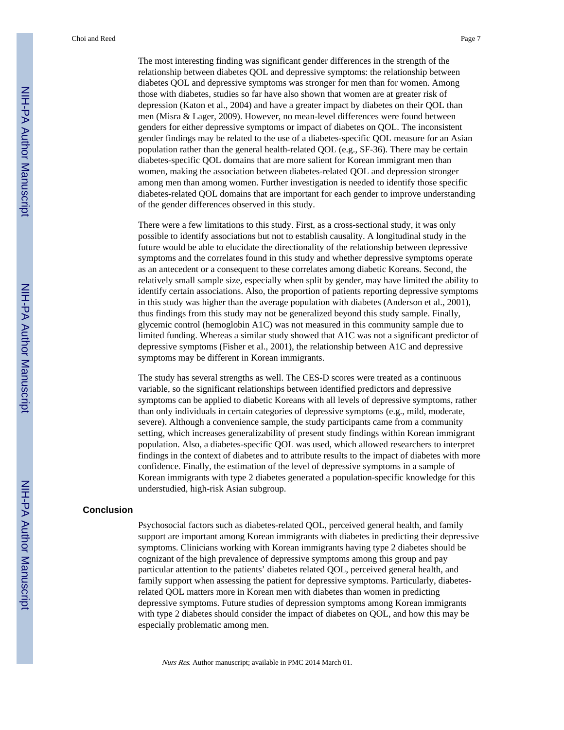The most interesting finding was significant gender differences in the strength of the relationship between diabetes QOL and depressive symptoms: the relationship between diabetes QOL and depressive symptoms was stronger for men than for women. Among those with diabetes, studies so far have also shown that women are at greater risk of depression (Katon et al., 2004) and have a greater impact by diabetes on their QOL than men (Misra & Lager, 2009). However, no mean-level differences were found between genders for either depressive symptoms or impact of diabetes on QOL. The inconsistent gender findings may be related to the use of a diabetes-specific QOL measure for an Asian population rather than the general health-related QOL (e.g., SF-36). There may be certain diabetes-specific QOL domains that are more salient for Korean immigrant men than women, making the association between diabetes-related QOL and depression stronger among men than among women. Further investigation is needed to identify those specific diabetes-related QOL domains that are important for each gender to improve understanding of the gender differences observed in this study.

There were a few limitations to this study. First, as a cross-sectional study, it was only possible to identify associations but not to establish causality. A longitudinal study in the future would be able to elucidate the directionality of the relationship between depressive symptoms and the correlates found in this study and whether depressive symptoms operate as an antecedent or a consequent to these correlates among diabetic Koreans. Second, the relatively small sample size, especially when split by gender, may have limited the ability to identify certain associations. Also, the proportion of patients reporting depressive symptoms in this study was higher than the average population with diabetes (Anderson et al., 2001), thus findings from this study may not be generalized beyond this study sample. Finally, glycemic control (hemoglobin A1C) was not measured in this community sample due to limited funding. Whereas a similar study showed that A1C was not a significant predictor of depressive symptoms (Fisher et al., 2001), the relationship between A1C and depressive symptoms may be different in Korean immigrants.

The study has several strengths as well. The CES-D scores were treated as a continuous variable, so the significant relationships between identified predictors and depressive symptoms can be applied to diabetic Koreans with all levels of depressive symptoms, rather than only individuals in certain categories of depressive symptoms (e.g., mild, moderate, severe). Although a convenience sample, the study participants came from a community setting, which increases generalizability of present study findings within Korean immigrant population. Also, a diabetes-specific QOL was used, which allowed researchers to interpret findings in the context of diabetes and to attribute results to the impact of diabetes with more confidence. Finally, the estimation of the level of depressive symptoms in a sample of Korean immigrants with type 2 diabetes generated a population-specific knowledge for this understudied, high-risk Asian subgroup.

## Conclusion

Psychosocial factors such as diabetes-related QOL, perceived general health, and family support are important among Korean immigrants with diabetes in predicting their depressive symptoms. Clinicians working with Korean immigrants having type 2 diabetes should be cognizant of the high prevalence of depressive symptoms among this group and pay particular attention to the patients' diabetes related QOL, perceived general health, and family support when assessing the patient for depressive symptoms. Particularly, diabetes-related QOL matters more in Korean men with diabetes than women in predicting depressive symptoms. Future studies of depression symptoms among Korean immigrants with type 2 diabetes should consider the impact of diabetes on QOL, and how this may be especially problematic among men.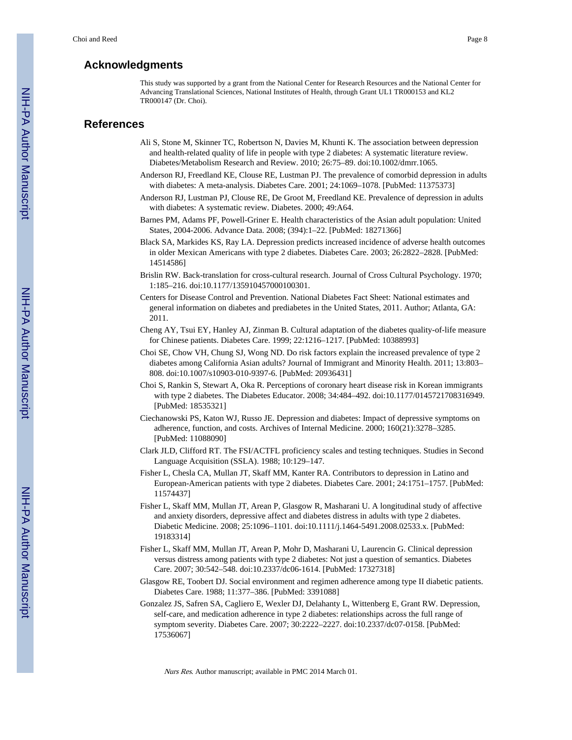## Acknowledgments

This study was supported by a grant from the National Center for Research Resources and the National Center for Advancing Translational Sciences, National Institutes of Health, through Grant UL1 TR000153 and KL2 TR000147 (Dr. Choi).

## References

Ali S, Stone M, Skinner TC, Robertson N, Davies M, Khunti K. The association between depression and health-related quality of life in people with type 2 diabetes: A systematic literature review. Diabetes/Metabolism Research and Review. 2010; 26:75–89. doi:10.1002/dmrr.1065.

Anderson RJ, Freedland KE, Clouse RE, Lustman PJ. The prevalence of comorbid depression in adults with diabetes: A meta-analysis. Diabetes Care. 2001; 24:1069–1078. [PubMed: 11375373]

Anderson RJ, Lustman PJ, Clouse RE, De Groot M, Freedland KE. Prevalence of depression in adults with diabetes: A systematic review. Diabetes. 2000; 49:A64.

Barnes PM, Adams PF, Powell-Griner E. Health characteristics of the Asian adult population: United States, 2004-2006. Advance Data. 2008; (394):1–22. [PubMed: 18271366]

Black SA, Markides KS, Ray LA. Depression predicts increased incidence of adverse health outcomes in older Mexican Americans with type 2 diabetes. Diabetes Care. 2003; 26:2822–2828. [PubMed: 14514586]

Brislin RW. Back-translation for cross-cultural research. Journal of Cross Cultural Psychology. 1970; 1:185–216. doi:10.1177/135910457000100301.

Centers for Disease Control and Prevention. National Diabetes Fact Sheet: National estimates and general information on diabetes and prediabetes in the United States, 2011. Author; Atlanta, GA: 2011.

Cheng AY, Tsui EY, Hanley AJ, Zinman B. Cultural adaptation of the diabetes quality-of-life measure for Chinese patients. Diabetes Care. 1999; 22:1216–1217. [PubMed: 10388993]

Choi SE, Chow VH, Chung SJ, Wong ND. Do risk factors explain the increased prevalence of type 2 diabetes among California Asian adults? Journal of Immigrant and Minority Health. 2011; 13:803–808. doi:10.1007/s10903-010-9397-6. [PubMed: 20936431]

Choi S, Rankin S, Stewart A, Oka R. Perceptions of coronary heart disease risk in Korean immigrants with type 2 diabetes. The Diabetes Educator. 2008; 34:484–492. doi:10.1177/0145721708316949. [PubMed: 18535321]

Ciechanowski PS, Katon WJ, Russo JE. Depression and diabetes: Impact of depressive symptoms on adherence, function, and costs. Archives of Internal Medicine. 2000; 160(21):3278–3285. [PubMed: 11088090]

Clark JLD, Clifford RT. The FSI/ACTFL proficiency scales and testing techniques. Studies in Second Language Acquisition (SSLA). 1988; 10:129–147.

Fisher L, Chesla CA, Mullan JT, Skaff MM, Kanter RA. Contributors to depression in Latino and European-American patients with type 2 diabetes. Diabetes Care. 2001; 24:1751–1757. [PubMed: 11574437]

Fisher L, Skaff MM, Mullan JT, Arean P, Glasgow R, Masharani U. A longitudinal study of affective and anxiety disorders, depressive affect and diabetes distress in adults with type 2 diabetes. Diabetic Medicine. 2008; 25:1096–1101. doi:10.1111/j.1464-5491.2008.02533.x. [PubMed: 19183314]

Fisher L, Skaff MM, Mullan JT, Arean P, Mohr D, Masharani U, Laurencin G. Clinical depression versus distress among patients with type 2 diabetes: Not just a question of semantics. Diabetes Care. 2007; 30:542–548. doi:10.2337/dc06-1614. [PubMed: 17327318]

Glasgow RE, Toobert DJ. Social environment and regimen adherence among type II diabetic patients. Diabetes Care. 1988; 11:377–386. [PubMed: 3391088]

Gonzalez JS, Safren SA, Cagliero E, Wexler DJ, Delahanty L, Wittenberg E, Grant RW. Depression, self-care, and medication adherence in type 2 diabetes: relationships across the full range of symptom severity. Diabetes Care. 2007; 30:2222–2227. doi:10.2337/dc07-0158. [PubMed: 17536067]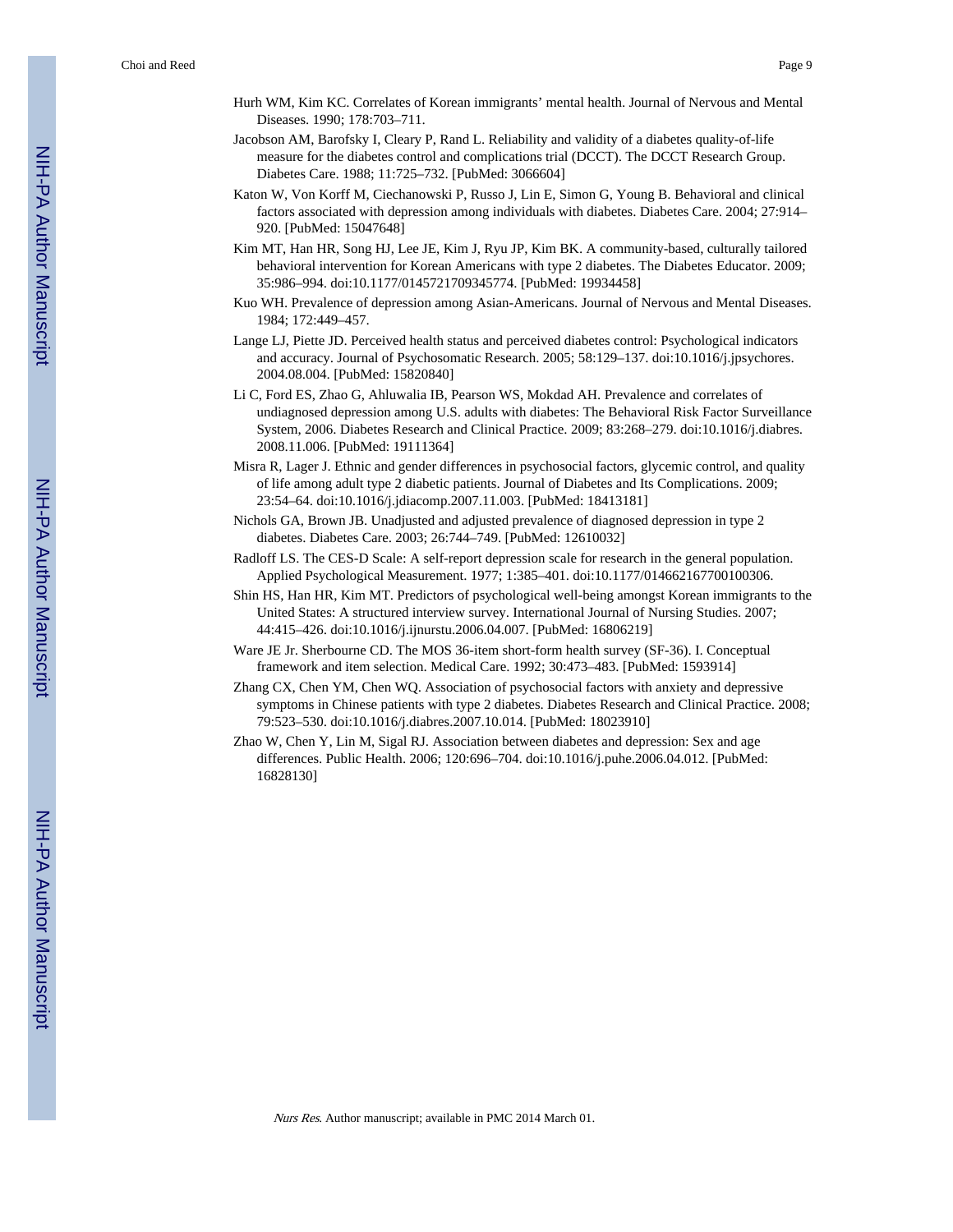Hurh WM, Kim KC. Correlates of Korean immigrants' mental health. Journal of Nervous and Mental Diseases. 1990; 178:703–711.

Jacobson AM, Barofsky I, Cleary P, Rand L. Reliability and validity of a diabetes quality-of-life measure for the diabetes control and complications trial (DCCT). The DCCT Research Group. Diabetes Care. 1988; 11:725–732. [PubMed: 3066604]

Katon W, Von Korff M, Ciechanowski P, Russo J, Lin E, Simon G, Young B. Behavioral and clinical factors associated with depression among individuals with diabetes. Diabetes Care. 2004; 27:914–920. [PubMed: 15047648]

Kim MT, Han HR, Song HJ, Lee JE, Kim J, Ryu JP, Kim BK. A community-based, culturally tailored behavioral intervention for Korean Americans with type 2 diabetes. The Diabetes Educator. 2009; 35:986–994. doi:10.1177/0145721709345774. [PubMed: 19934458]

Kuo WH. Prevalence of depression among Asian-Americans. Journal of Nervous and Mental Diseases. 1984; 172:449–457.

Lange LJ, Piette JD. Perceived health status and perceived diabetes control: Psychological indicators and accuracy. Journal of Psychosomatic Research. 2005; 58:129–137. doi:10.1016/j.jpsychores.2004.08.004. [PubMed: 15820840]

Li C, Ford ES, Zhao G, Ahluwalia IB, Pearson WS, Mokdad AH. Prevalence and correlates of undiagnosed depression among U.S. adults with diabetes: The Behavioral Risk Factor Surveillance System, 2006. Diabetes Research and Clinical Practice. 2009; 83:268–279. doi:10.1016/j.diabres.2008.11.006. [PubMed: 19111364]

Misra R, Lager J. Ethnic and gender differences in psychosocial factors, glycemic control, and quality of life among adult type 2 diabetic patients. Journal of Diabetes and Its Complications. 2009; 23:54–64. doi:10.1016/j.jdiacomp.2007.11.003. [PubMed: 18413181]

Nichols GA, Brown JB. Unadjusted and adjusted prevalence of diagnosed depression in type 2 diabetes. Diabetes Care. 2003; 26:744–749. [PubMed: 12610032]

Radloff LS. The CES-D Scale: A self-report depression scale for research in the general population. Applied Psychological Measurement. 1977; 1:385–401. doi:10.1177/014662167700100306.

Shin HS, Han HR, Kim MT. Predictors of psychological well-being amongst Korean immigrants to the United States: A structured interview survey. International Journal of Nursing Studies. 2007; 44:415–426. doi:10.1016/j.ijnurstu.2006.04.007. [PubMed: 16806219]

Ware JE Jr. Sherbourne CD. The MOS 36-item short-form health survey (SF-36). I. Conceptual framework and item selection. Medical Care. 1992; 30:473–483. [PubMed: 1593914]

Zhang CX, Chen YM, Chen WQ. Association of psychosocial factors with anxiety and depressive symptoms in Chinese patients with type 2 diabetes. Diabetes Research and Clinical Practice. 2008; 79:523–530. doi:10.1016/j.diabres.2007.10.014. [PubMed: 18023910]

Zhao W, Chen Y, Lin M, Sigal RJ. Association between diabetes and depression: Sex and age differences. Public Health. 2006; 120:696–704. doi:10.1016/j.puhe.2006.04.012. [PubMed: 16828130]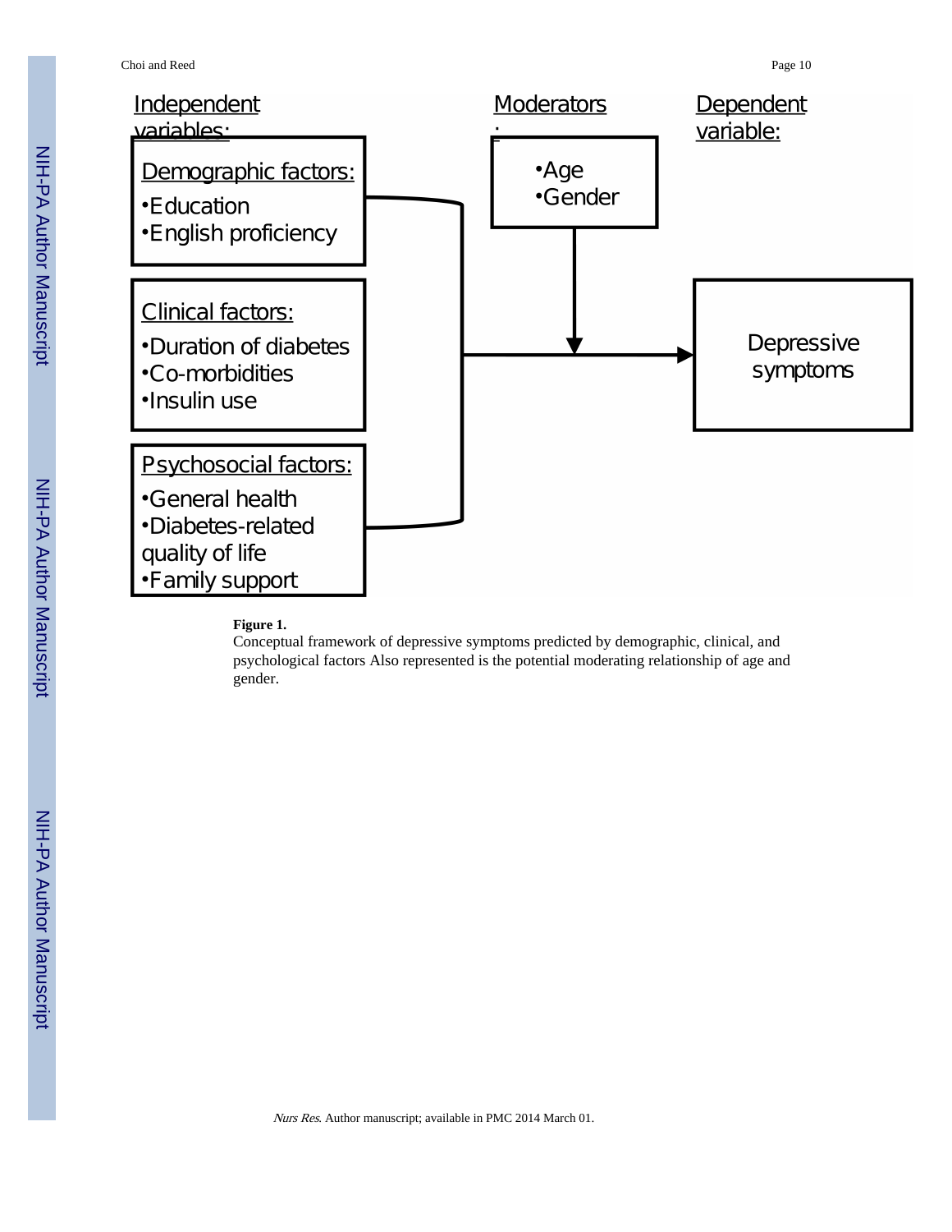Independent variables:

**Demographic factors:**

- Education
- English proficiency

**Clinical factors:**

- Duration of diabetes
- Co-morbidities
- Insulin use

**Psychosocial factors:**

- General health
- Diabetes-related quality of life
- Family support

Moderators:

- Age
- Gender

Dependent variable:

Depressive symptoms

**Figure 1.**

Conceptual framework of depressive symptoms predicted by demographic, clinical, and psychological factors Also represented is the potential moderating relationship of age and gender.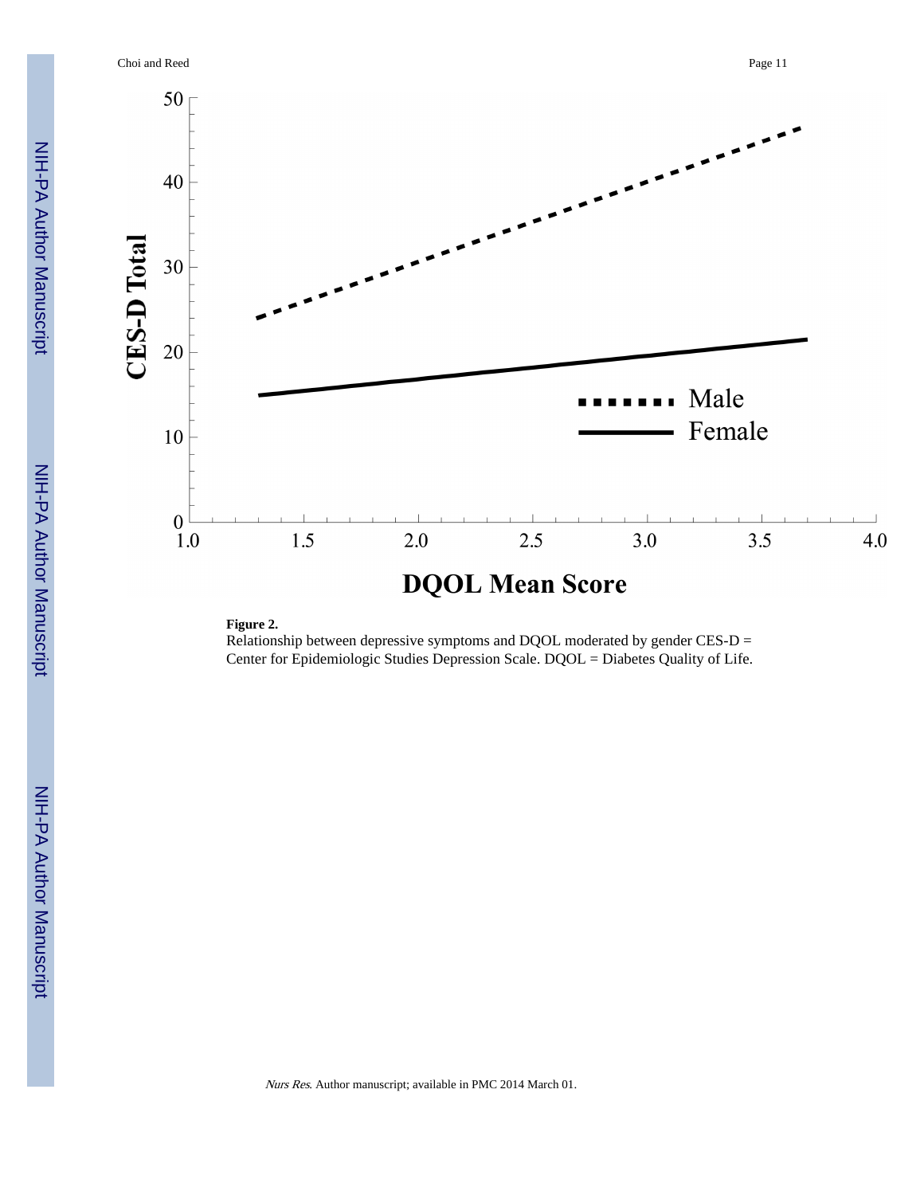**Figure 2.**

Relationship between depressive symptoms and DQOL moderated by gender CES-D = Center for Epidemiologic Studies Depression Scale. DQOL = Diabetes Quality of Life.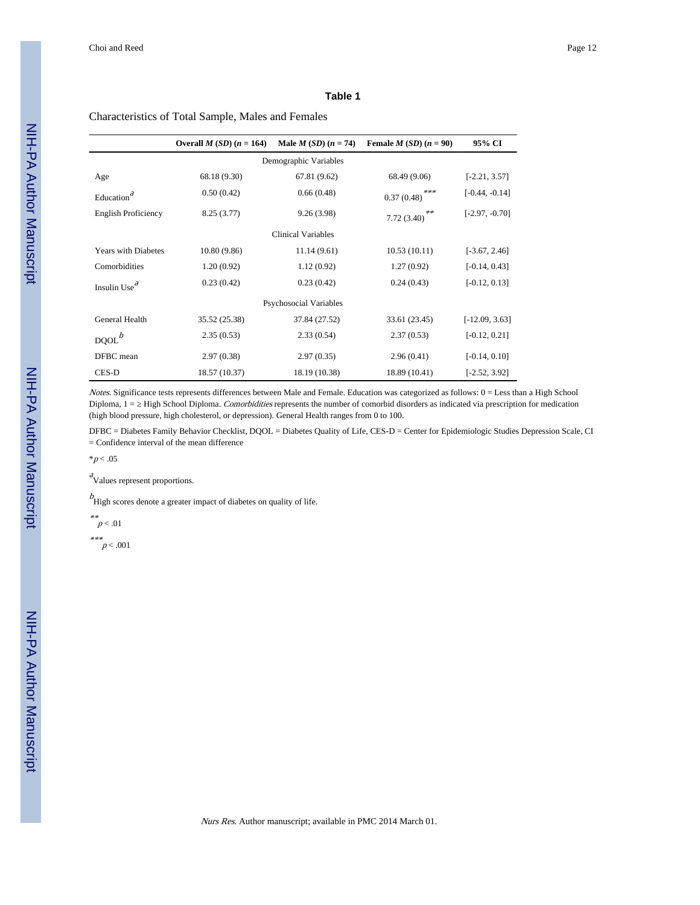**Table 1**

Characteristics of Total Sample, Males and Females

| | Overall *M* (*SD*) (*n* = 164) | Male *M* (*SD*) (*n* = 74) | Female *M* (*SD*) (*n* = 90) | 95% CI |
|---|---|---|---|---|
| | | Demographic Variables | | |
| Age | 68.18 (9.30) | 67.81 (9.62) | 68.49 (9.06) | [-2.21, 3.57] |
| Education[a] | 0.50 (0.42) | 0.66 (0.48) | 0.37 (0.48)*** | [-0.44, -0.14] |
| English Proficiency | 8.25 (3.77) | 9.26 (3.98) | 7.72 (3.40)** | [-2.97, -0.70] |
| | | Clinical Variables | | |
| Years with Diabetes | 10.80 (9.86) | 11.14 (9.61) | 10.53 (10.11) | [-3.67, 2.46] |
| Comorbidities | 1.20 (0.92) | 1.12 (0.92) | 1.27 (0.92) | [-0.14, 0.43] |
| Insulin Use[a] | 0.23 (0.42) | 0.23 (0.42) | 0.24 (0.43) | [-0.12, 0.13] |
| | | Psychosocial Variables | | |
| General Health | 35.52 (25.38) | 37.84 (27.52) | 33.61 (23.45) | [-12.09, 3.63] |
| DQOL[b] | 2.35 (0.53) | 2.33 (0.54) | 2.37 (0.53) | [-0.12, 0.21] |
| DFBC mean | 2.97 (0.38) | 2.97 (0.35) | 2.96 (0.41) | [-0.14, 0.10] |
| CES-D | 18.57 (10.37) | 18.19 (10.38) | 18.89 (10.41) | [-2.52, 3.92] |

*Notes*. Significance tests represents differences between Male and Female. Education was categorized as follows: 0 = Less than a High School Diploma, 1 = ≥ High School Diploma. *Comorbidities* represents the number of comorbid disorders as indicated via prescription for medication (high blood pressure, high cholesterol, or depression). General Health ranges from 0 to 100.

DFBC = Diabetes Family Behavior Checklist, DQOL = Diabetes Quality of Life, CES-D = Center for Epidemiologic Studies Depression Scale, CI = Confidence interval of the mean difference

*$p < .05$

[a]Values represent proportions.

[b]High scores denote a greater impact of diabetes on quality of life.

**$p < .01$

***$p < .001$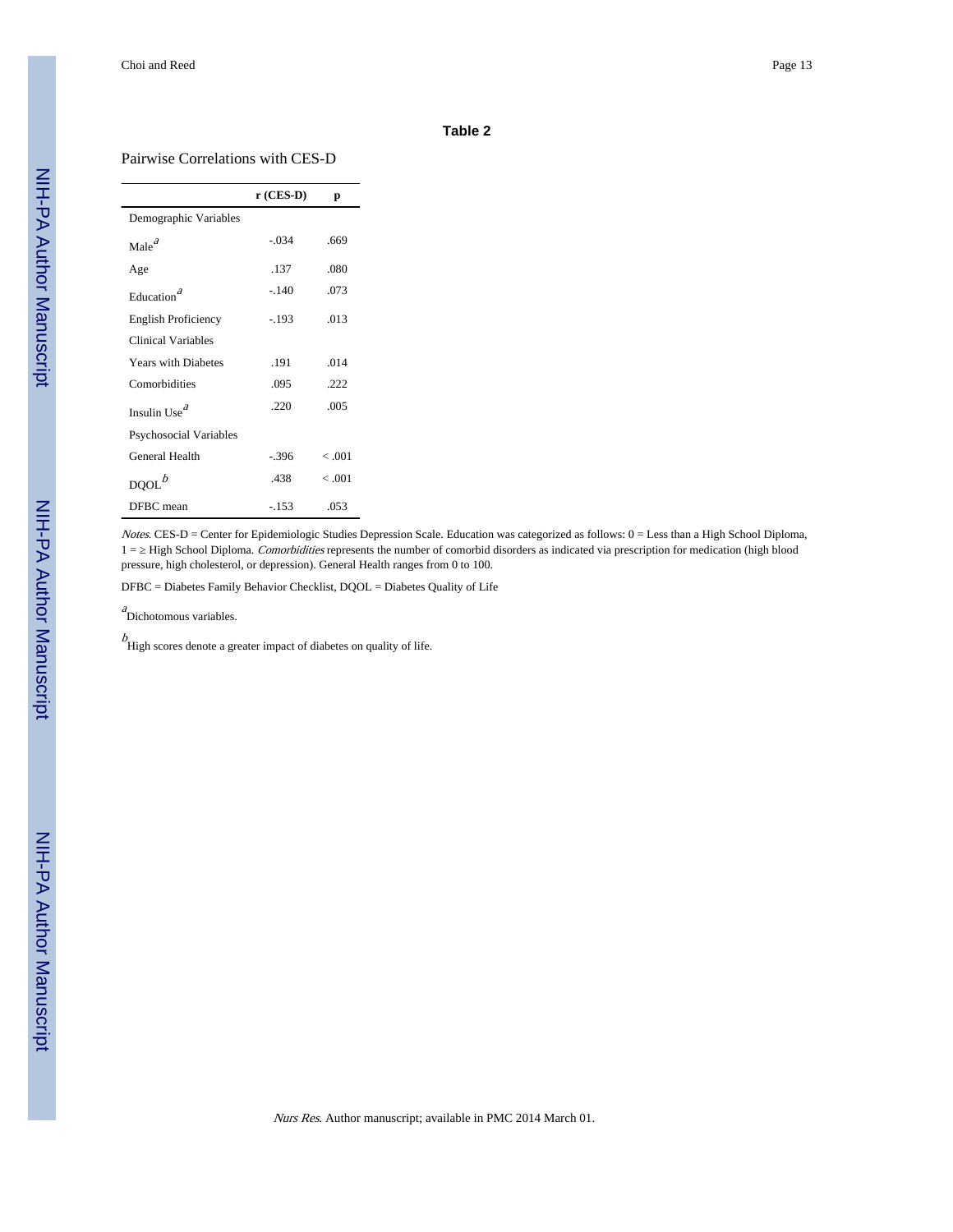**Table 2**

Pairwise Correlations with CES-D

| | r (CES-D) | p |
|---|---|---|
| Demographic Variables | | |
| Male[a] | -.034 | .669 |
| Age | .137 | .080 |
| Education[a] | -.140 | .073 |
| English Proficiency | -.193 | .013 |
| Clinical Variables | | |
| Years with Diabetes | .191 | .014 |
| Comorbidities | .095 | .222 |
| Insulin Use[a] | .220 | .005 |
| Psychosocial Variables | | |
| General Health | -.396 | < .001 |
| DQOL[b] | .438 | < .001 |
| DFBC mean | -.153 | .053 |

*Notes*. CES-D = Center for Epidemiologic Studies Depression Scale. Education was categorized as follows: 0 = Less than a High School Diploma, 1 = ≥ High School Diploma. *Comorbidities* represents the number of comorbid disorders as indicated via prescription for medication (high blood pressure, high cholesterol, or depression). General Health ranges from 0 to 100.

DFBC = Diabetes Family Behavior Checklist, DQOL = Diabetes Quality of Life

[a]Dichotomous variables.

[b]High scores denote a greater impact of diabetes on quality of life.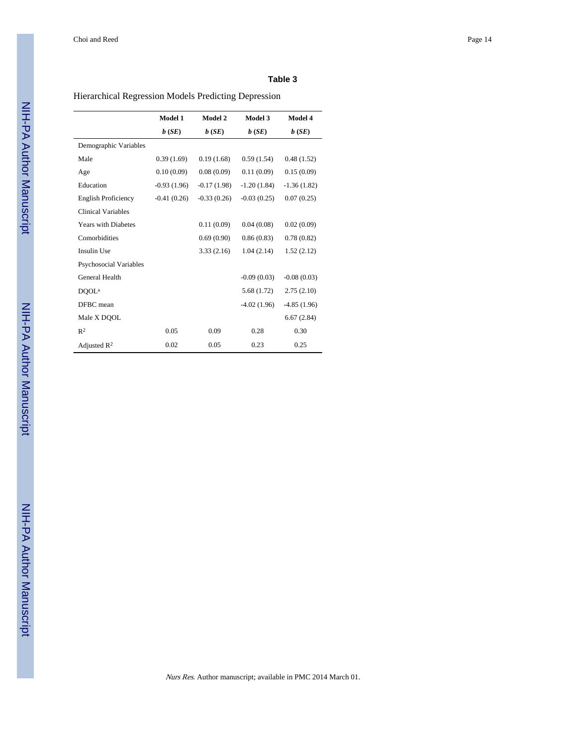**Table 3**

Hierarchical Regression Models Predicting Depression

| | Model 1 | Model 2 | Model 3 | Model 4 |
|---|---|---|---|---|
| | ***b* (*SE*)** | ***b* (*SE*)** | ***b* (*SE*)** | ***b* (*SE*)** |
| Demographic Variables | | | | |
| Male | 0.39 (1.69) | 0.19 (1.68) | 0.59 (1.54) | 0.48 (1.52) |
| Age | 0.10 (0.09) | 0.08 (0.09) | 0.11 (0.09) | 0.15 (0.09) |
| Education | -0.93 (1.96) | -0.17 (1.98) | -1.20 (1.84) | -1.36 (1.82) |
| English Proficiency | -0.41 (0.26) | -0.33 (0.26) | -0.03 (0.25) | 0.07 (0.25) |
| Clinical Variables | | | | |
| Years with Diabetes | | 0.11 (0.09) | 0.04 (0.08) | 0.02 (0.09) |
| Comorbidities | | 0.69 (0.90) | 0.86 (0.83) | 0.78 (0.82) |
| Insulin Use | | 3.33 (2.16) | 1.04 (2.14) | 1.52 (2.12) |
| Psychosocial Variables | | | | |
| General Health | | | -0.09 (0.03) | -0.08 (0.03) |
| DQOL[a] | | | 5.68 (1.72) | 2.75 (2.10) |
| DFBC mean | | | -4.02 (1.96) | -4.85 (1.96) |
| Male X DQOL | | | | 6.67 (2.84) |
| $R^2$ | 0.05 | 0.09 | 0.28 | 0.30 |
| Adjusted $R^2$ | 0.02 | 0.05 | 0.23 | 0.25 |